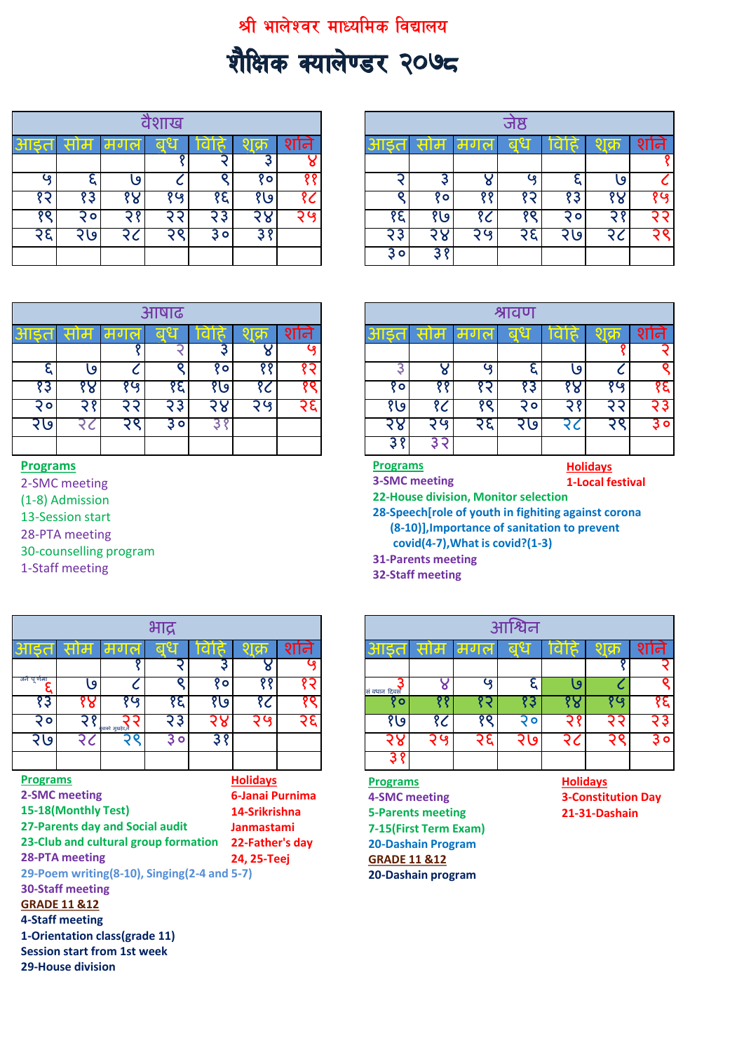# श्री भालेश्वर माध्यमिक विद्यालय

# शैक्षिक क्यालेण्डर २०७८

| वैशाख | | | | | | |
|---|---|---|---|---|---|---|
| आइत | सोम | मगल | बुध | बिहि | शुक्र | शनि |
| | | | १ | २ | ३ | ४ |
| ५ | ६ | ७ | ८ | ९ | १० | ११ |
| १२ | १३ | १४ | १५ | १६ | १७ | १८ |
| १९ | २० | २१ | २२ | २३ | २४ | २५ |
| २६ | २७ | २८ | २९ | ३० | ३१ | |
| | | | | | | |

| जेष्ठ | | | | | | |
|---|---|---|---|---|---|---|
| आइत | सोम | मगल | बुध | बिहि | शुक्र | शनि |
| | | | | | | १ |
| २ | ३ | ४ | ५ | ६ | ७ | ८ |
| ९ | १० | ११ | १२ | १३ | १४ | १५ |
| १६ | १७ | १८ | १९ | २० | २१ | २२ |
| २३ | २४ | २५ | २६ | २७ | २८ | २९ |
| ३० | ३१ | | | | | |

| आषाढ | | | | | | |
|---|---|---|---|---|---|---|
| आइत | सोम | मगल | बुध | बिहि | शुक्र | शनि |
| | | १ | २ | ३ | ४ | ५ |
| ६ | ७ | ८ | ९ | १० | ११ | १२ |
| १३ | १४ | १५ | १६ | १७ | १८ | १९ |
| २० | २१ | २२ | २३ | २४ | २५ | २६ |
| २७ | २८ | २९ | ३० | ३१ | | |
| | | | | | | |

**Programs**
- 2-SMC meeting
- (1-8) Admission
- 13-Session start
- 28-PTA meeting
- 30-counselling program
- 1-Staff meeting

| श्रावण | | | | | | |
|---|---|---|---|---|---|---|
| आइत | सोम | मगल | बुध | बिहि | शुक्र | शनि |
| | | | | | १ | २ |
| ३ | ४ | ५ | ६ | ७ | ८ | ९ |
| १० | ११ | १२ | १३ | १४ | १५ | १६ |
| १७ | १८ | १९ | २० | २१ | २२ | २३ |
| २४ | २५ | २६ | २७ | २८ | २९ | ३० |
| ३१ | ३२ | | | | | |

**Programs**
- 3-SMC meeting
- 22-House division, Monitor selection
- 28-Speech[role of youth in fighiting against corona (8-10)],Importance of sanitation to prevent covid(4-7),What is covid?(1-3)
- 31-Parents meeting
- 32-Staff meeting

**Holidays**
- 1-Local festival

| भाद्र | | | | | | |
|---|---|---|---|---|---|---|
| आइत | सोम | मगल | बुध | बिहि | शुक्र | शनि |
| | | १ | २ | ३ | ४ | ५ |
| जनै पूर्णिमा ६ | ७ | ८ | ९ | १० | ११ | १२ |
| १३ | १४ | १५ | १६ | १७ | १८ | १९ |
| २० | २१ | बुवाको मुख हेर्ने २२ | २३ | २४ | २५ | २६ |
| २७ | २८ | २९ | ३० | ३१ | | |
| | | | | | | |

**Programs**
- 2-SMC meeting
- 15-18(Monthly Test)
- 27-Parents day and Social audit
- 23-Club and cultural group formation
- 28-PTA meeting
- 29-Poem writing(8-10), Singing(2-4 and 5-7)
- 30-Staff meeting

**GRADE 11 &12**
- 4-Staff meeting
- 1-Orientation class(grade 11)
- Session start from 1st week
- 29-House division

**Holidays**
- 6-Janai Purnima
- 14-Srikrishna Janmastami
- 22-Father's day
- 24, 25-Teej

| आश्विन | | | | | | |
|---|---|---|---|---|---|---|
| आइत | सोम | मगल | बुध | बिहि | शुक्र | शनि |
| | | | | | १ | २ |
| संविधान दिवस ३ | ४ | ५ | ६ | ७ | ८ | ९ |
| १० | ११ | १२ | १३ | १४ | १५ | १६ |
| १७ | १८ | १९ | २० | २१ | २२ | २३ |
| २४ | २५ | २६ | २७ | २८ | २९ | ३० |
| ३१ | | | | | | |

**Programs**
- 4-SMC meeting
- 5-Parents meeting
- 7-15(First Term Exam)
- 20-Dashain Program

**GRADE 11 &12**
- 20-Dashain program

**Holidays**
- 3-Constitution Day
- 21-31-Dashain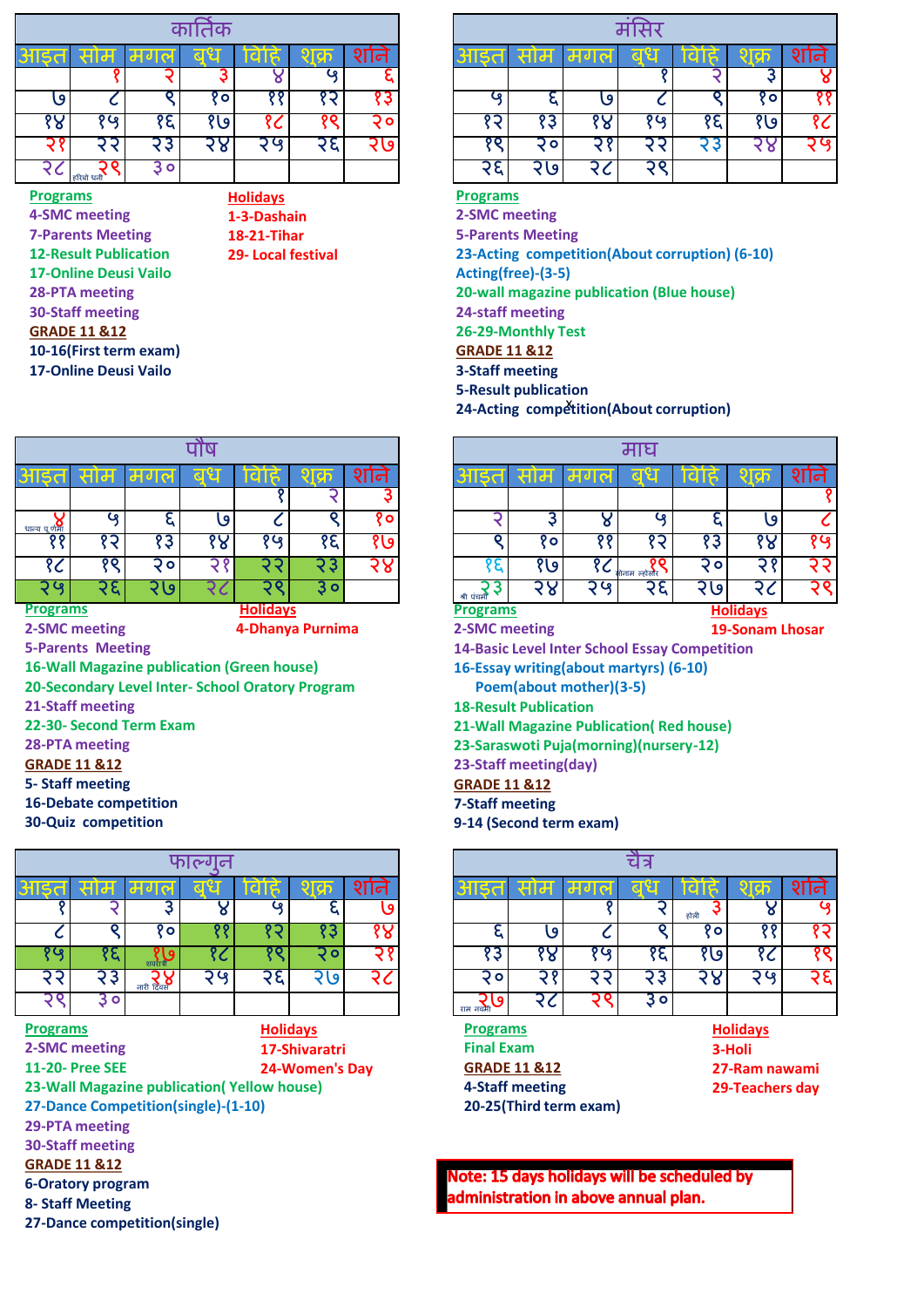## कार्तिक

| आइत | सोम | मगल | बुध | बिहि | शुक्र | शनि |
|---|---|---|---|---|---|---|
| | १ | २ | ३ | ४ | ५ | ६ |
| ७ | ८ | ९ | १० | ११ | १२ | १३ |
| १४ | १५ | १६ | १७ | १८ | १९ | २० |
| २१ | २२ | २३ | २४ | २५ | २६ | २७ |
| २८ | २९ हरियो धान | ३० | | | | |

**Programs**
- 4-SMC meeting
- 7-Parents Meeting
- 12-Result Publication
- 17-Online Deusi Vailo
- 28-PTA meeting
- 30-Staff meeting

**GRADE 11 &12**
- 10-16(First term exam)
- 17-Online Deusi Vailo

**Holidays**
- 1-3-Dashain
- 18-21-Tihar
- 29- Local festival

## मंसिर

| आइत | सोम | मगल | बुध | बिहि | शुक्र | शनि |
|---|---|---|---|---|---|---|
| | | | | १ | २ | ३ | ४ |
| ५ | ६ | ७ | ८ | ९ | १० | ११ |
| १२ | १३ | १४ | १५ | १६ | १७ | १८ |
| १९ | २० | २१ | २२ | २३ | २४ | २५ |
| २६ | २७ | २८ | २९ | | | |

**Programs**
- 2-SMC meeting
- 5-Parents Meeting
- 23-Acting competition(About corruption) (6-10)
- Acting(free)-(3-5)
- 20-wall magazine publication (Blue house)
- 24-staff meeting
- 26-29-Monthly Test

**GRADE 11 &12**
- 3-Staff meeting
- 5-Result publication
- 24-Acting competition(About corruption)

## पौष

| आइत | सोम | मगल | बुध | बिहि | शुक्र | शनि |
|---|---|---|---|---|---|---|
| | | | | १ | २ | ३ |
| ४ धान्य पूर्णिमा | ५ | ६ | ७ | ८ | ९ | १० |
| ११ | १२ | १३ | १४ | १५ | १६ | १७ |
| १८ | १९ | २० | २१ | २२ | २३ | २४ |
| २५ | २६ | २७ | २८ | २९ | ३० | |

**Programs**
- 2-SMC meeting
- 5-Parents Meeting
- 16-Wall Magazine publication (Green house)
- 20-Secondary Level Inter- School Oratory Program
- 21-Staff meeting
- 22-30- Second Term Exam
- 28-PTA meeting

**GRADE 11 &12**
- 5- Staff meeting
- 16-Debate competition
- 30-Quiz competition

**Holidays**
- 4-Dhanya Purnima

## माघ

| आइत | सोम | मगल | बुध | बिहि | शुक्र | शनि |
|---|---|---|---|---|---|---|
| | | | | | | १ |
| २ | ३ | ४ | ५ | ६ | ७ | ८ |
| ९ | १० | ११ | १२ | १३ | १४ | १५ |
| १६ | १७ | १८ | १९ सोनाम ल्होसार | २० | २१ | २२ |
| २३ श्री पंचमी | २४ | २५ | २६ | २७ | २८ | २९ |

**Programs**
- 2-SMC meeting
- 14-Basic Level Inter School Essay Competition
- 16-Essay writing(about martyrs) (6-10)
- Poem(about mother)(3-5)
- 18-Result Publication
- 21-Wall Magazine Publication( Red house)
- 23-Saraswoti Puja(morning)(nursery-12)
- 23-Staff meeting(day)

**GRADE 11 &12**
- 7-Staff meeting
- 9-14 (Second term exam)

**Holidays**
- 19-Sonam Lhosar

## फाल्गुन

| आइत | सोम | मगल | बुध | बिहि | शुक्र | शनि |
|---|---|---|---|---|---|---|
| १ | २ | ३ | ४ | ५ | ६ | ७ |
| ८ | ९ | १० | ११ | १२ | १३ | १४ |
| १५ | १६ | १७ शिवरात्री | १८ | १९ | २० | २१ |
| २२ | २३ | २४ नारी दिवस | २५ | २६ | २७ | २८ |
| २९ | ३० | | | | | |

**Programs**
- 2-SMC meeting
- 11-20- Pree SEE
- 23-Wall Magazine publication( Yellow house)
- 27-Dance Competition(single)-(1-10)
- 29-PTA meeting
- 30-Staff meeting

**GRADE 11 &12**
- 6-Oratory program
- 8- Staff Meeting
- 27-Dance competition(single)

**Holidays**
- 17-Shivaratri
- 24-Women's Day

## चैत्र

| आइत | सोम | मगल | बुध | बिहि | शुक्र | शनि |
|---|---|---|---|---|---|---|
| | | १ | २ | ३ होली | ४ | ५ |
| ६ | ७ | ८ | ९ | १० | ११ | १२ |
| १३ | १४ | १५ | १६ | १७ | १८ | १९ |
| २० | २१ | २२ | २३ | २४ | २५ | २६ |
| २७ राम नवमी | २८ | २९ | ३० | | | |

**Programs**
- Final Exam

**GRADE 11 &12**
- 4-Staff meeting
- 20-25(Third term exam)

**Holidays**
- 3-Holi
- 27-Ram nawami
- 29-Teachers day

**Note: 15 days holidays will be scheduled by administration in above annual plan.**